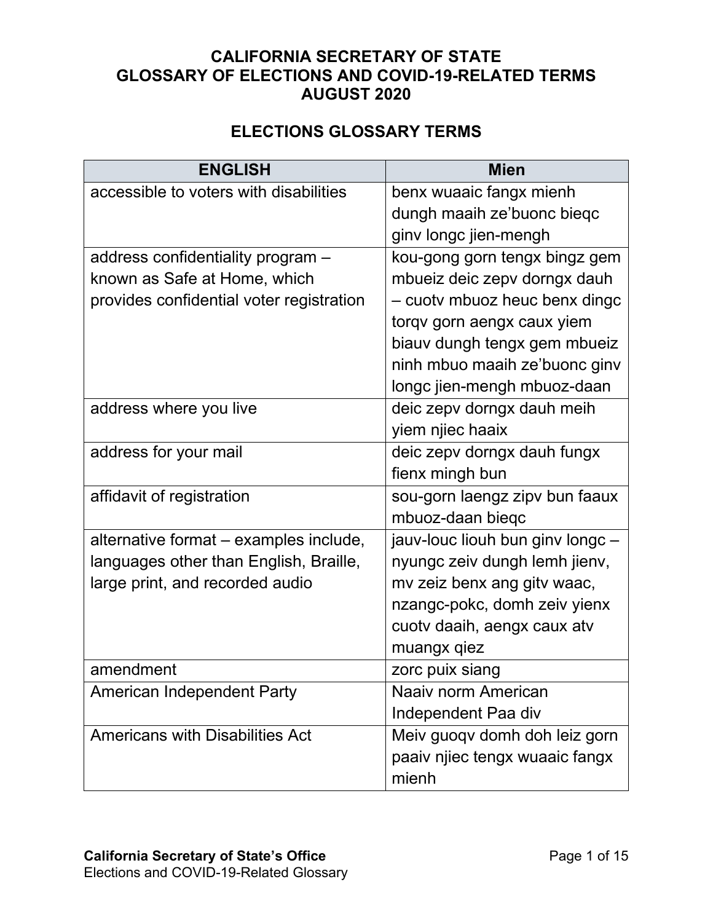# CALIFORNIA SECRETARY OF STATE
# GLOSSARY OF ELECTIONS AND COVID-19-RELATED TERMS
# AUGUST 2020

## ELECTIONS GLOSSARY TERMS

| ENGLISH | Mien |
|---|---|
| accessible to voters with disabilities | benx wuaaic fangx mienh dungh maaih ze'buonc bieqc ginv longc jien-mengh |
| address confidentiality program – known as Safe at Home, which provides confidential voter registration | kou-gong gorn tengx bingz gem mbueiz deic zepv dorngx dauh – cuotv mbuoz heuc benx dingc torqv gorn aengx caux yiem biauv dungh tengx gem mbueiz ninh mbuo maaih ze'buonc ginv longc jien-mengh mbuoz-daan |
| address where you live | deic zepv dorngx dauh meih yiem njiec haaix |
| address for your mail | deic zepv dorngx dauh fungx fienx mingh bun |
| affidavit of registration | sou-gorn laengz zipv bun faaux mbuoz-daan bieqc |
| alternative format – examples include, languages other than English, Braille, large print, and recorded audio | jauv-louc liouh bun ginv longc – nyungc zeiv dungh lemh jienv, mv zeiz benx ang gitv waac, nzangc-pokc, domh zeiv yienx cuotv daaih, aengx caux atv muangx qiez |
| amendment | zorc puix siang |
| American Independent Party | Naaiv norm American Independent Paa div |
| Americans with Disabilities Act | Meiv guoqv domh doh leiz gorn paaiv njiec tengx wuaaic fangx mienh |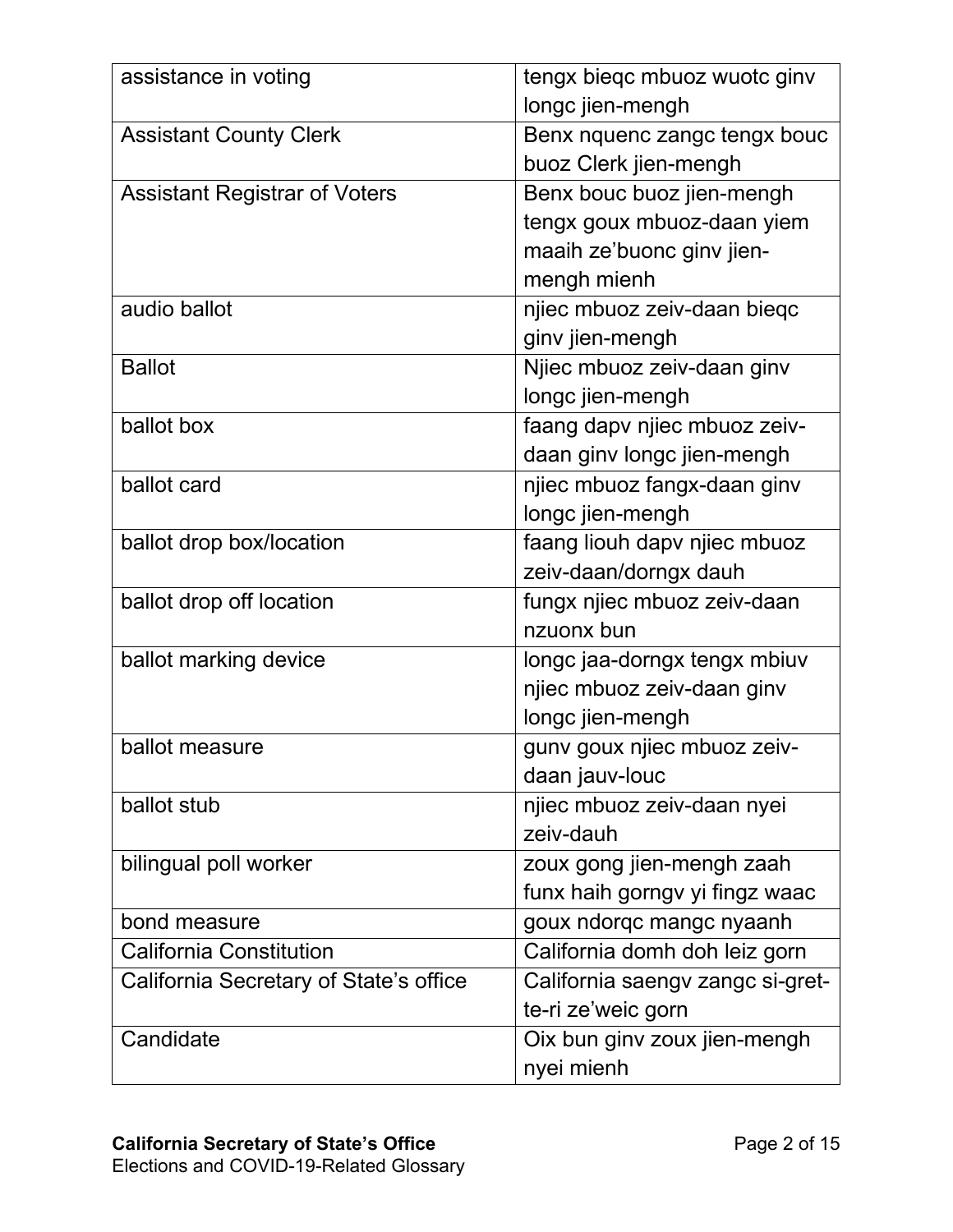| assistance in voting | tengx bieqc mbuoz wuotc ginv longc jien-mengh |
|---|---|
| Assistant County Clerk | Benx nquenc zangc tengx bouc buoz Clerk jien-mengh |
| Assistant Registrar of Voters | Benx bouc buoz jien-mengh tengx goux mbuoz-daan yiem maaih ze'buonc ginv jien-mengh mienh |
| audio ballot | njiec mbuoz zeiv-daan bieqc ginv jien-mengh |
| Ballot | Njiec mbuoz zeiv-daan ginv longc jien-mengh |
| ballot box | faang dapv njiec mbuoz zeiv-daan ginv longc jien-mengh |
| ballot card | njiec mbuoz fangx-daan ginv longc jien-mengh |
| ballot drop box/location | faang liouh dapv njiec mbuoz zeiv-daan/dorngx dauh |
| ballot drop off location | fungx njiec mbuoz zeiv-daan nzuonx bun |
| ballot marking device | longc jaa-dorngx tengx mbiuv njiec mbuoz zeiv-daan ginv longc jien-mengh |
| ballot measure | gunv goux njiec mbuoz zeiv-daan jauv-louc |
| ballot stub | njiec mbuoz zeiv-daan nyei zeiv-dauh |
| bilingual poll worker | zoux gong jien-mengh zaah funx haih gorngv yi fingz waac |
| bond measure | goux ndorqc mangc nyaanh |
| California Constitution | California domh doh leiz gorn |
| California Secretary of State's office | California saengv zangc si-gret-te-ri ze'weic gorn |
| Candidate | Oix bun ginv zoux jien-mengh nyei mienh |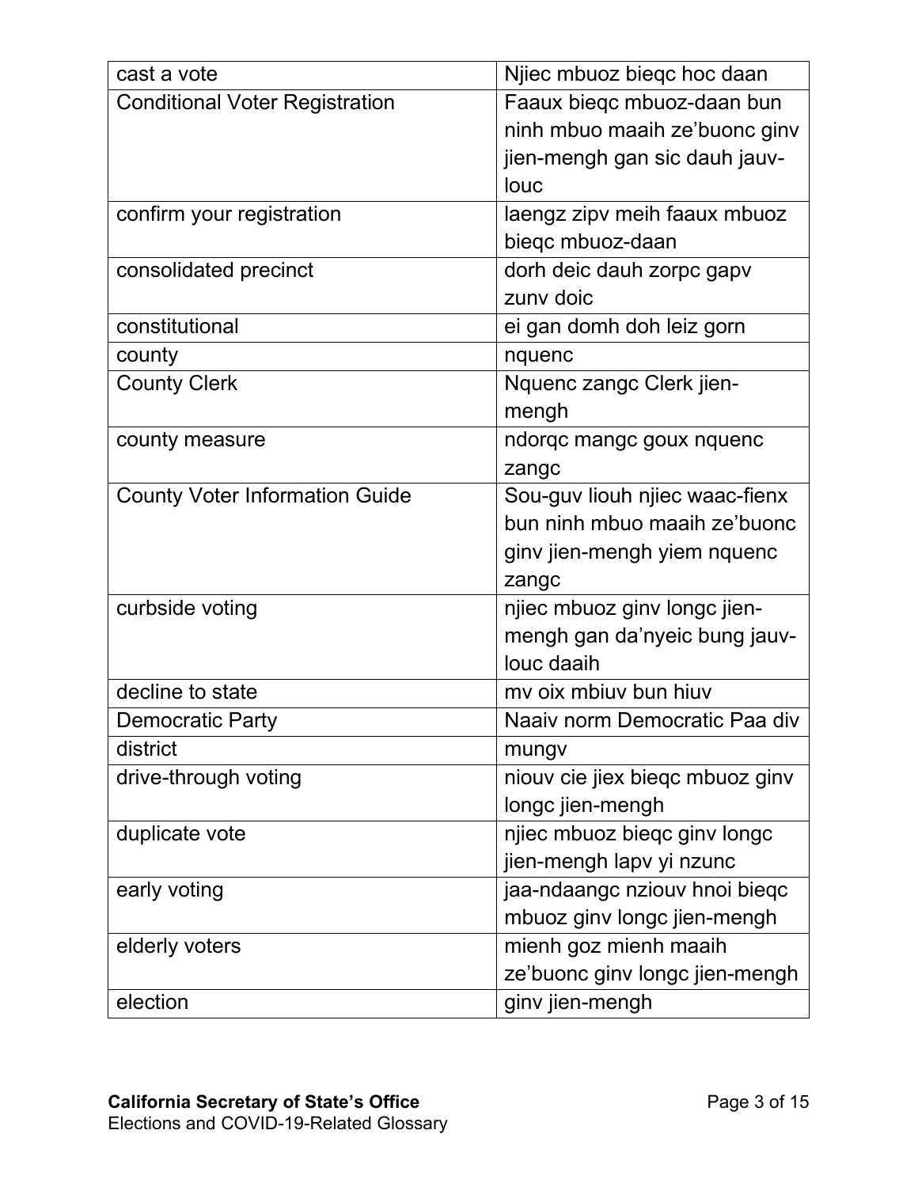| cast a vote | Njiec mbuoz bieqc hoc daan |
| --- | --- |
| Conditional Voter Registration | Faaux bieqc mbuoz-daan bun ninh mbuo maaih ze'buonc ginv jien-mengh gan sic dauh jauv-louc |
| confirm your registration | laengz zipv meih faaux mbuoz bieqc mbuoz-daan |
| consolidated precinct | dorh deic dauh zorpc gapv zunv doic |
| constitutional | ei gan domh doh leiz gorn |
| county | nquenc |
| County Clerk | Nquenc zangc Clerk jien-mengh |
| county measure | ndorqc mangc goux nquenc zangc |
| County Voter Information Guide | Sou-guv liouh njiec waac-fienx bun ninh mbuo maaih ze'buonc ginv jien-mengh yiem nquenc zangc |
| curbside voting | njiec mbuoz ginv longc jien-mengh gan da'nyeic bung jauv-louc daaih |
| decline to state | mv oix mbiuv bun hiuv |
| Democratic Party | Naaiv norm Democratic Paa div |
| district | mungv |
| drive-through voting | niouv cie jiex bieqc mbuoz ginv longc jien-mengh |
| duplicate vote | njiec mbuoz bieqc ginv longc jien-mengh lapv yi nzunc |
| early voting | jaa-ndaangc nziouv hnoi bieqc mbuoz ginv longc jien-mengh |
| elderly voters | mienh goz mienh maaih ze'buonc ginv longc jien-mengh |
| election | ginv jien-mengh |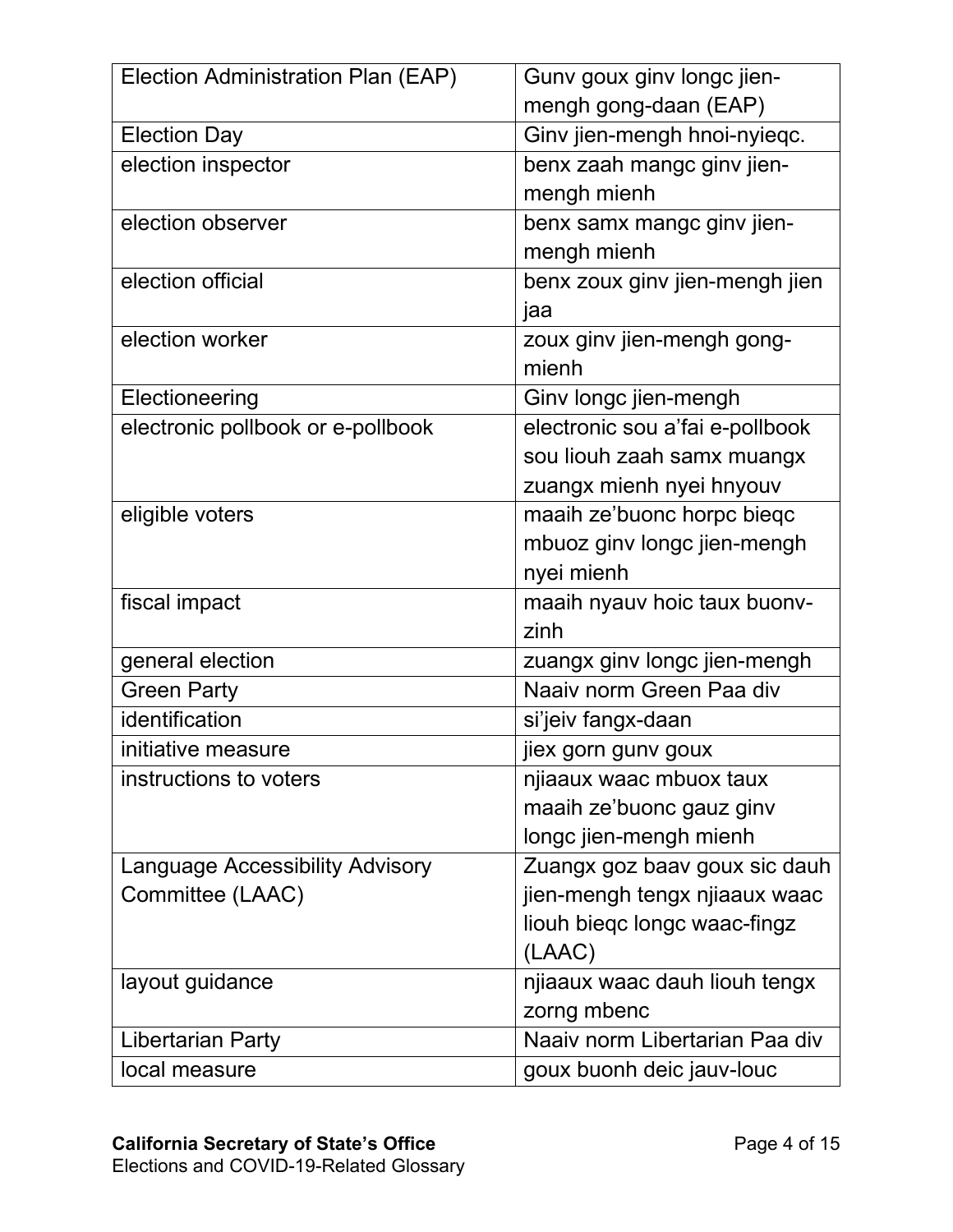| | |
|---|---|
| Election Administration Plan (EAP) | Gunv goux ginv longc jien-mengh gong-daan (EAP) |
| Election Day | Ginv jien-mengh hnoi-nyieqc. |
| election inspector | benx zaah mangc ginv jien-mengh mienh |
| election observer | benx samx mangc ginv jien-mengh mienh |
| election official | benx zoux ginv jien-mengh jien jaa |
| election worker | zoux ginv jien-mengh gong-mienh |
| Electioneering | Ginv longc jien-mengh |
| electronic pollbook or e-pollbook | electronic sou a'fai e-pollbook sou liouh zaah samx muangx zuangx mienh nyei hnyouv |
| eligible voters | maaih ze'buonc horpc bieqc mbuoz ginv longc jien-mengh nyei mienh |
| fiscal impact | maaih nyauv hoic taux buonv-zinh |
| general election | zuangx ginv longc jien-mengh |
| Green Party | Naaiv norm Green Paa div |
| identification | si'jeiv fangx-daan |
| initiative measure | jiex gorn gunv goux |
| instructions to voters | njiaaux waac mbuox taux maaih ze'buonc gauz ginv longc jien-mengh mienh |
| Language Accessibility Advisory Committee (LAAC) | Zuangx goz baav goux sic dauh jien-mengh tengx njiaaux waac liouh bieqc longc waac-fingz (LAAC) |
| layout guidance | njiaaux waac dauh liouh tengx zorng mbenc |
| Libertarian Party | Naaiv norm Libertarian Paa div |
| local measure | goux buonh deic jauv-louc |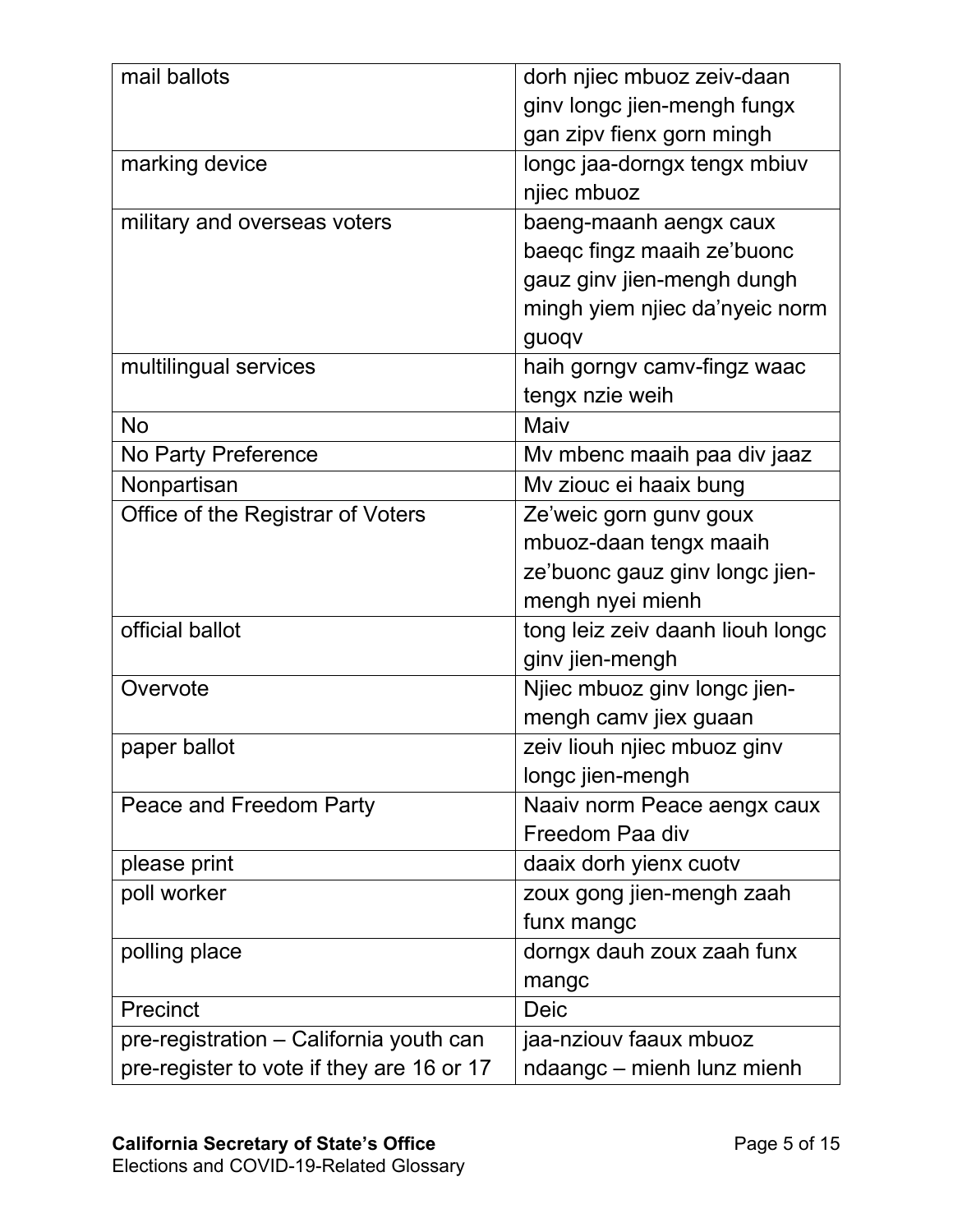| | |
|---|---|
| mail ballots | dorh njiec mbuoz zeiv-daan ginv longc jien-mengh fungx gan zipv fienx gorn mingh |
| marking device | longc jaa-dorngx tengx mbiuv njiec mbuoz |
| military and overseas voters | baeng-maanh aengx caux baeqc fingz maaih ze'buonc gauz ginv jien-mengh dungh mingh yiem njiec da'nyeic norm guoqv |
| multilingual services | haih gorngv camv-fingz waac tengx nzie weih |
| No | Maiv |
| No Party Preference | Mv mbenc maaih paa div jaaz |
| Nonpartisan | Mv ziouc ei haaix bung |
| Office of the Registrar of Voters | Ze'weic gorn gunv goux mbuoz-daan tengx maaih ze'buonc gauz ginv longc jien-mengh nyei mienh |
| official ballot | tong leiz zeiv daanh liouh longc ginv jien-mengh |
| Overvote | Njiec mbuoz ginv longc jien-mengh camv jiex guaan |
| paper ballot | zeiv liouh njiec mbuoz ginv longc jien-mengh |
| Peace and Freedom Party | Naaiv norm Peace aengx caux Freedom Paa div |
| please print | daaix dorh yienx cuotv |
| poll worker | zoux gong jien-mengh zaah funx mangc |
| polling place | dorngx dauh zoux zaah funx mangc |
| Precinct | Deic |
| pre-registration – California youth can pre-register to vote if they are 16 or 17 | jaa-nziouv faaux mbuoz ndaangc – mienh lunz mienh |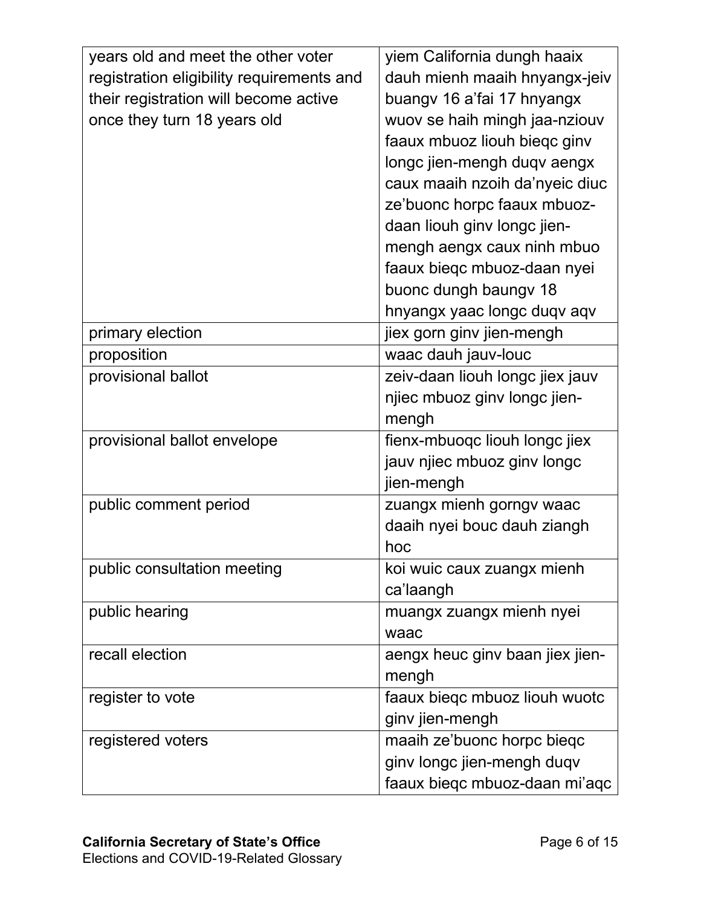| | |
|---|---|
| years old and meet the other voter registration eligibility requirements and their registration will become active once they turn 18 years old | yiem California dungh haaix dauh mienh maaih hnyangx-jeiv buangv 16 a'fai 17 hnyangx wuov se haih mingh jaa-nziouv faaux mbuoz liouh bieqc ginv longc jien-mengh duqv aengx caux maaih nzoih da'nyeic diuc ze'buonc horpc faaux mbuoz-daan liouh ginv longc jien-mengh aengx caux ninh mbuo faaux bieqc mbuoz-daan nyei buonc dungh baungv 18 hnyangx yaac longc duqv aqv |
| primary election | jiex gorn ginv jien-mengh |
| proposition | waac dauh jauv-louc |
| provisional ballot | zeiv-daan liouh longc jiex jauv njiec mbuoz ginv longc jien-mengh |
| provisional ballot envelope | fienx-mbuoqc liouh longc jiex jauv njiec mbuoz ginv longc jien-mengh |
| public comment period | zuangx mienh gorngv waac daaih nyei bouc dauh ziangh hoc |
| public consultation meeting | koi wuic caux zuangx mienh ca'laangh |
| public hearing | muangx zuangx mienh nyei waac |
| recall election | aengx heuc ginv baan jiex jien-mengh |
| register to vote | faaux bieqc mbuoz liouh wuotc ginv jien-mengh |
| registered voters | maaih ze'buonc horpc bieqc ginv longc jien-mengh duqv faaux bieqc mbuoz-daan mi'aqc |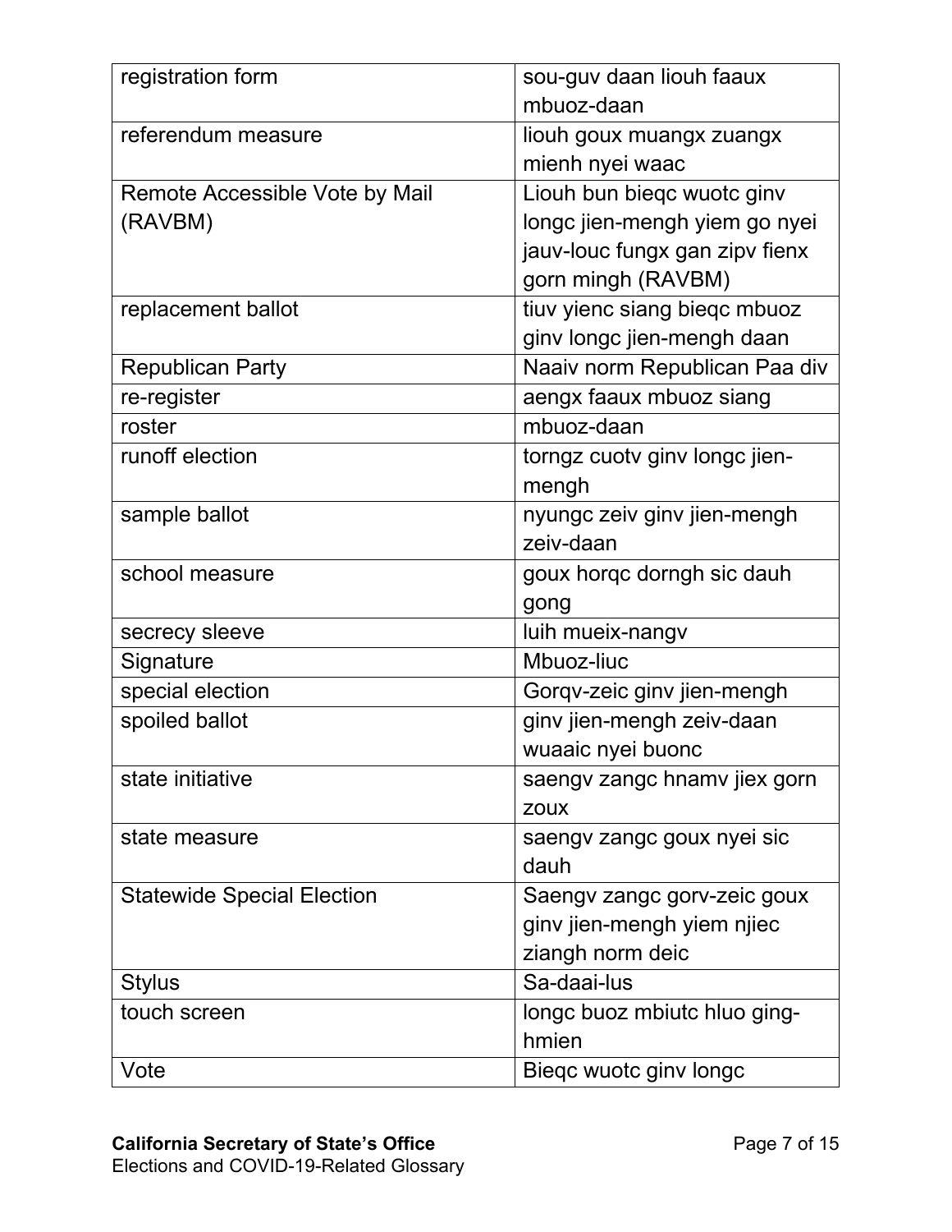| registration form | sou-guv daan liouh faaux mbuoz-daan |
|---|---|
| referendum measure | liouh goux muangx zuangx mienh nyei waac |
| Remote Accessible Vote by Mail (RAVBM) | Liouh bun bieqc wuotc ginv longc jien-mengh yiem go nyei jauv-louc fungx gan zipv fienx gorn mingh (RAVBM) |
| replacement ballot | tiuv yienc siang bieqc mbuoz ginv longc jien-mengh daan |
| Republican Party | Naaiv norm Republican Paa div |
| re-register | aengx faaux mbuoz siang |
| roster | mbuoz-daan |
| runoff election | torngz cuotv ginv longc jien-mengh |
| sample ballot | nyungc zeiv ginv jien-mengh zeiv-daan |
| school measure | goux horqc dorngh sic dauh gong |
| secrecy sleeve | luih mueix-nangv |
| Signature | Mbuoz-liuc |
| special election | Gorqv-zeic ginv jien-mengh |
| spoiled ballot | ginv jien-mengh zeiv-daan wuaaic nyei buonc |
| state initiative | saengv zangc hnamv jiex gorn zoux |
| state measure | saengv zangc goux nyei sic dauh |
| Statewide Special Election | Saengv zangc gorv-zeic goux ginv jien-mengh yiem njiec ziangh norm deic |
| Stylus | Sa-daai-lus |
| touch screen | longc buoz mbiutc hluo ging-hmien |
| Vote | Bieqc wuotc ginv longc |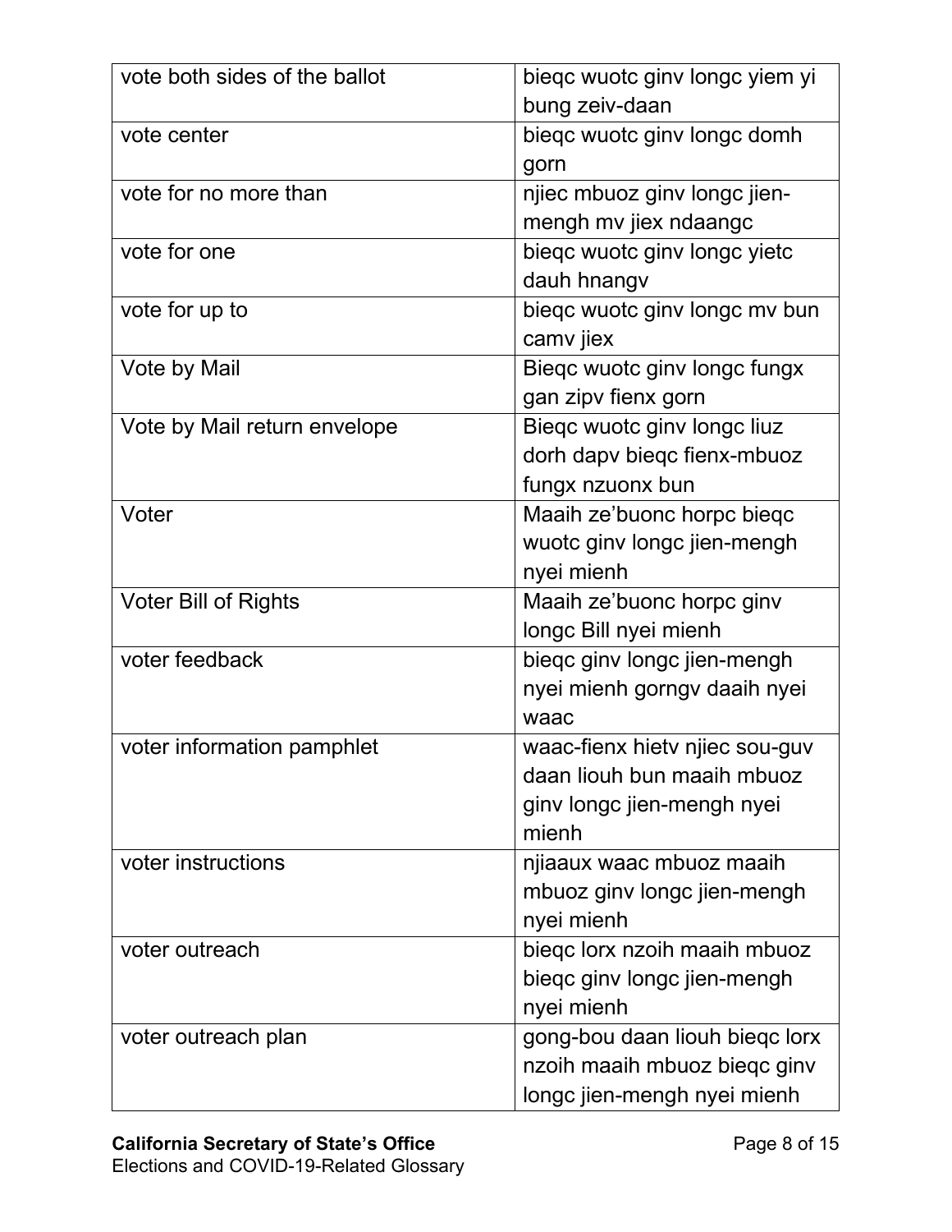| vote both sides of the ballot | bieqc wuotc ginv longc yiem yi bung zeiv-daan |
|---|---|
| vote center | bieqc wuotc ginv longc domh gorn |
| vote for no more than | njiec mbuoz ginv longc jien-mengh mv jiex ndaangc |
| vote for one | bieqc wuotc ginv longc yietc dauh hnangv |
| vote for up to | bieqc wuotc ginv longc mv bun camv jiex |
| Vote by Mail | Bieqc wuotc ginv longc fungx gan zipv fienx gorn |
| Vote by Mail return envelope | Bieqc wuotc ginv longc liuz dorh dapv bieqc fienx-mbuoz fungx nzuonx bun |
| Voter | Maaih ze'buonc horpc bieqc wuotc ginv longc jien-mengh nyei mienh |
| Voter Bill of Rights | Maaih ze'buonc horpc ginv longc Bill nyei mienh |
| voter feedback | bieqc ginv longc jien-mengh nyei mienh gorngv daaih nyei waac |
| voter information pamphlet | waac-fienx hietv njiec sou-guv daan liouh bun maaih mbuoz ginv longc jien-mengh nyei mienh |
| voter instructions | njiaaux waac mbuoz maaih mbuoz ginv longc jien-mengh nyei mienh |
| voter outreach | bieqc lorx nzoih maaih mbuoz bieqc ginv longc jien-mengh nyei mienh |
| voter outreach plan | gong-bou daan liouh bieqc lorx nzoih maaih mbuoz bieqc ginv longc jien-mengh nyei mienh |

**California Secretary of State's Office**
Elections and COVID-19-Related Glossary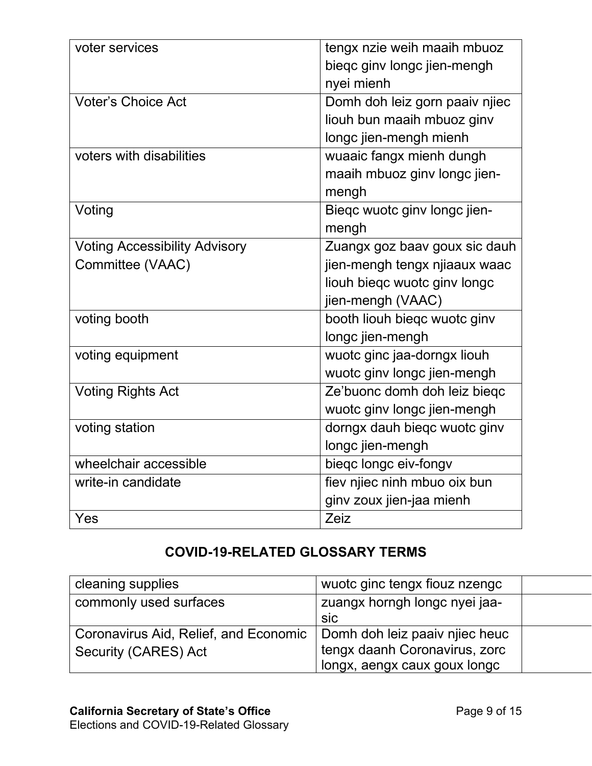| | |
|---|---|
| voter services | tengx nzie weih maaih mbuoz bieqc ginv longc jien-mengh nyei mienh |
| Voter's Choice Act | Domh doh leiz gorn paaiv njiec liouh bun maaih mbuoz ginv longc jien-mengh mienh |
| voters with disabilities | wuaaic fangx mienh dungh maaih mbuoz ginv longc jien-mengh |
| Voting | Bieqc wuotc ginv longc jien-mengh |
| Voting Accessibility Advisory Committee (VAAC) | Zuangx goz baav goux sic dauh jien-mengh tengx njiaaux waac liouh bieqc wuotc ginv longc jien-mengh (VAAC) |
| voting booth | booth liouh bieqc wuotc ginv longc jien-mengh |
| voting equipment | wuotc ginc jaa-dorngx liouh wuotc ginv longc jien-mengh |
| Voting Rights Act | Ze'buonc domh doh leiz bieqc wuotc ginv longc jien-mengh |
| voting station | dorngx dauh bieqc wuotc ginv longc jien-mengh |
| wheelchair accessible | bieqc longc eiv-fongv |
| write-in candidate | fiev njiec ninh mbuo oix bun ginv zoux jien-jaa mienh |
| Yes | Zeiz |

## COVID-19-RELATED GLOSSARY TERMS

| | | |
|---|---|---|
| cleaning supplies | wuotc ginc tengx fiouz nzengc | |
| commonly used surfaces | zuangx horngh longc nyei jaa-sic | |
| Coronavirus Aid, Relief, and Economic Security (CARES) Act | Domh doh leiz paaiv njiec heuc tengx daanh Coronavirus, zorc longx, aengx caux goux longc | |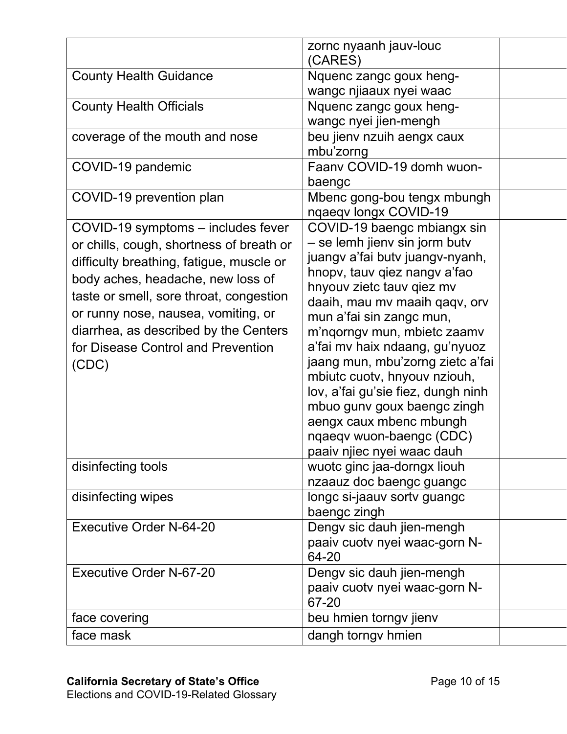| | | |
|---|---|---|
| | zornc nyaanh jauv-louc (CARES) | |
| County Health Guidance | Nquenc zangc goux heng-wangc njiaaux nyei waac | |
| County Health Officials | Nquenc zangc goux heng-wangc nyei jien-mengh | |
| coverage of the mouth and nose | beu jienv nzuih aengx caux mbu'zorng | |
| COVID-19 pandemic | Faanv COVID-19 domh wuon-baengc | |
| COVID-19 prevention plan | Mbenc gong-bou tengx mbungh nqaeqv longx COVID-19 | |
| COVID-19 symptoms – includes fever or chills, cough, shortness of breath or difficulty breathing, fatigue, muscle or body aches, headache, new loss of taste or smell, sore throat, congestion or runny nose, nausea, vomiting, or diarrhea, as described by the Centers for Disease Control and Prevention (CDC) | COVID-19 baengc mbiangx sin – se lemh jienv sin jorm butv juangv a'fai butv juangv-nyanh, hnopv, tauv qiez nangv a'fao hnyouv zietc tauv qiez mv daaih, mau mv maaih qaqv, orv mun a'fai sin zangc mun, m'nqorngv mun, mbietc zaamv a'fai mv haix ndaang, gu'nyuoz jaang mun, mbu'zorng zietc a'fai mbiutc cuotv, hnyouv nziouh, lov, a'fai gu'sie fiez, dungh ninh mbuo gunv goux baengc zingh aengx caux mbenc mbungh nqaeqv wuon-baengc (CDC) paaiv njiec nyei waac dauh | |
| disinfecting tools | wuotc ginc jaa-dorngx liouh nzaauz doc baengc guangc | |
| disinfecting wipes | longc si-jaauv sortv guangc baengc zingh | |
| Executive Order N-64-20 | Dengv sic dauh jien-mengh paaiv cuotv nyei waac-gorn N-64-20 | |
| Executive Order N-67-20 | Dengv sic dauh jien-mengh paaiv cuotv nyei waac-gorn N-67-20 | |
| face covering | beu hmien torngv jienv | |
| face mask | dangh torngv hmien | |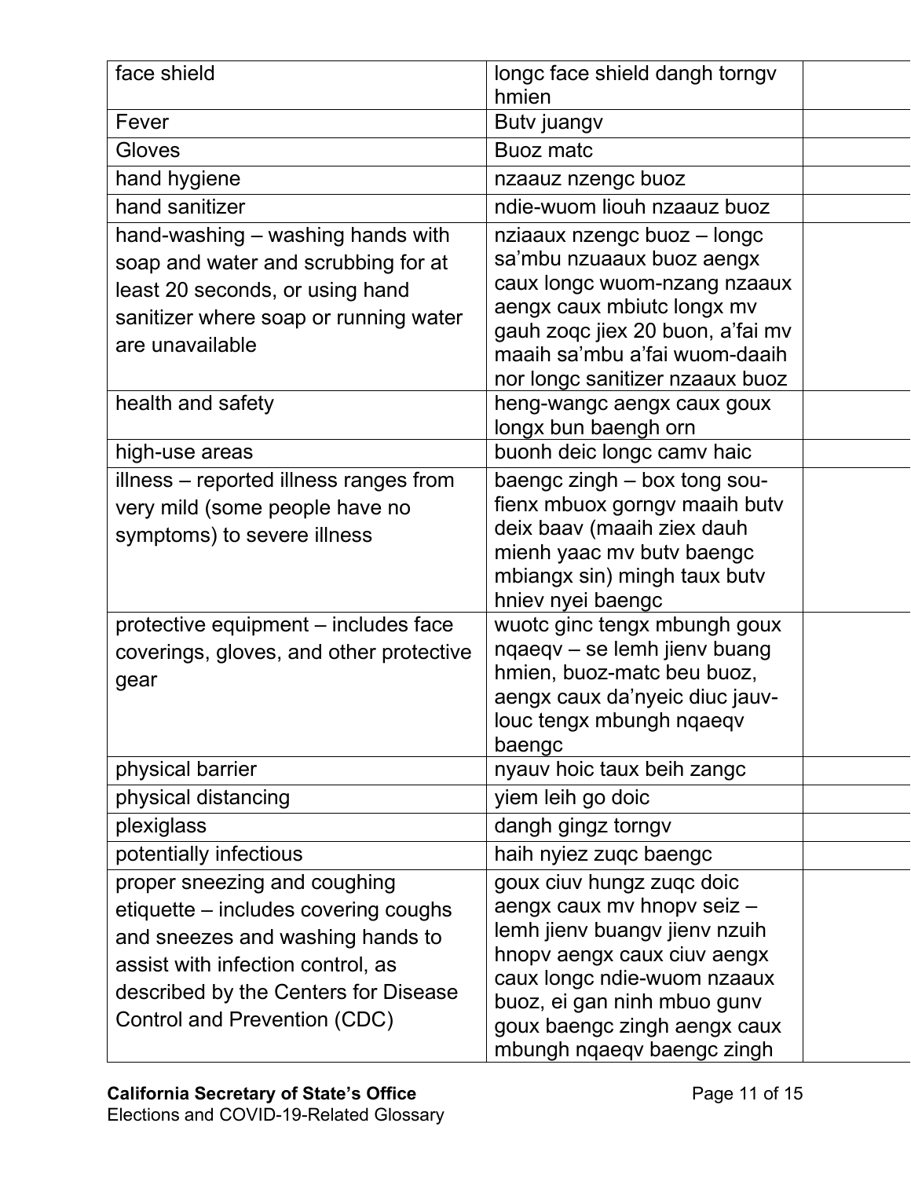| | | |
|---|---|---|
| face shield | longc face shield dangh torngv hmien | |
| Fever | Butv juangv | |
| Gloves | Buoz matc | |
| hand hygiene | nzaauz nzengc buoz | |
| hand sanitizer | ndie-wuom liouh nzaauz buoz | |
| hand-washing – washing hands with soap and water and scrubbing for at least 20 seconds, or using hand sanitizer where soap or running water are unavailable | nziaaux nzengc buoz – longc sa'mbu nzuaaux buoz aengx caux longc wuom-nzang nzaaux aengx caux mbiutc longx mv gauh zoqc jiex 20 buon, a'fai mv maaih sa'mbu a'fai wuom-daaih nor longc sanitizer nzaaux buoz | |
| health and safety | heng-wangc aengx caux goux longx bun baengh orn | |
| high-use areas | buonh deic longc camv haic | |
| illness – reported illness ranges from very mild (some people have no symptoms) to severe illness | baengc zingh – box tong sou-fienx mbuox gorngv maaih butv deix baav (maaih ziex dauh mienh yaac mv butv baengc mbiangx sin) mingh taux butv hniev nyei baengc | |
| protective equipment – includes face coverings, gloves, and other protective gear | wuotc ginc tengx mbungh goux nqaeqv – se lemh jienv buang hmien, buoz-matc beu buoz, aengx caux da'nyeic diuc jauv-louc tengx mbungh nqaeqv baengc | |
| physical barrier | nyauv hoic taux beih zangc | |
| physical distancing | yiem leih go doic | |
| plexiglass | dangh gingz torngv | |
| potentially infectious | haih nyiez zuqc baengc | |
| proper sneezing and coughing etiquette – includes covering coughs and sneezes and washing hands to assist with infection control, as described by the Centers for Disease Control and Prevention (CDC) | goux ciuv hungz zuqc doic aengx caux mv hnopv seiz – lemh jienv buangv jienv nzuih hnopv aengx caux ciuv aengx caux longc ndie-wuom nzaaux buoz, ei gan ninh mbuo gunv goux baengc zingh aengx caux mbungh nqaeqv baengc zingh | |

**California Secretary of State's Office**
Elections and COVID-19-Related Glossary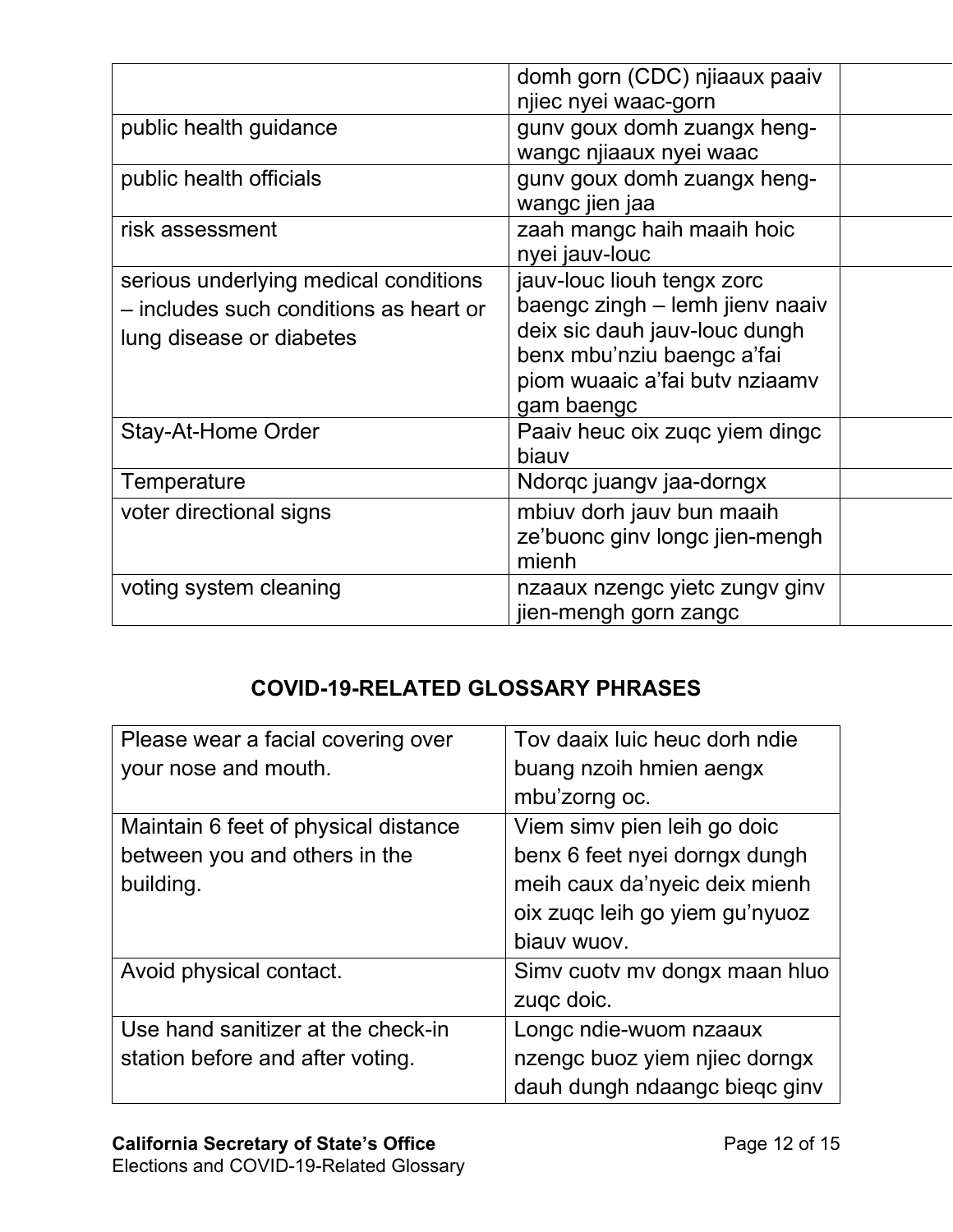| | | |
|---|---|---|
| | domh gorn (CDC) njiaaux paaiv njiec nyei waac-gorn | |
| public health guidance | gunv goux domh zuangx heng-wangc njiaaux nyei waac | |
| public health officials | gunv goux domh zuangx heng-wangc jien jaa | |
| risk assessment | zaah mangc haih maaih hoic nyei jauv-louc | |
| serious underlying medical conditions – includes such conditions as heart or lung disease or diabetes | jauv-louc liouh tengx zorc baengc zingh – lemh jienv naaiv deix sic dauh jauv-louc dungh benx mbu'nziu baengc a'fai piom wuaaic a'fai butv nziaamv gam baengc | |
| Stay-At-Home Order | Paaiv heuc oix zuqc yiem dingc biauv | |
| Temperature | Ndorqc juangv jaa-dorngx | |
| voter directional signs | mbiuv dorh jauv bun maaih ze'buonc ginv longc jien-mengh mienh | |
| voting system cleaning | nzaaux nzengc yietc zungv ginv jien-mengh gorn zangc | |

## COVID-19-RELATED GLOSSARY PHRASES

| | |
|---|---|
| Please wear a facial covering over your nose and mouth. | Tov daaix luic heuc dorh ndie buang nzoih hmien aengx mbu'zorng oc. |
| Maintain 6 feet of physical distance between you and others in the building. | Viem simv pien leih go doic benx 6 feet nyei dorngx dungh meih caux da'nyeic deix mienh oix zuqc leih go yiem gu'nyuoz biauv wuov. |
| Avoid physical contact. | Simv cuotv mv dongx maan hluo zuqc doic. |
| Use hand sanitizer at the check-in station before and after voting. | Longc ndie-wuom nzaaux nzengc buoz yiem njiec dorngx dauh dungh ndaangc bieqc ginv |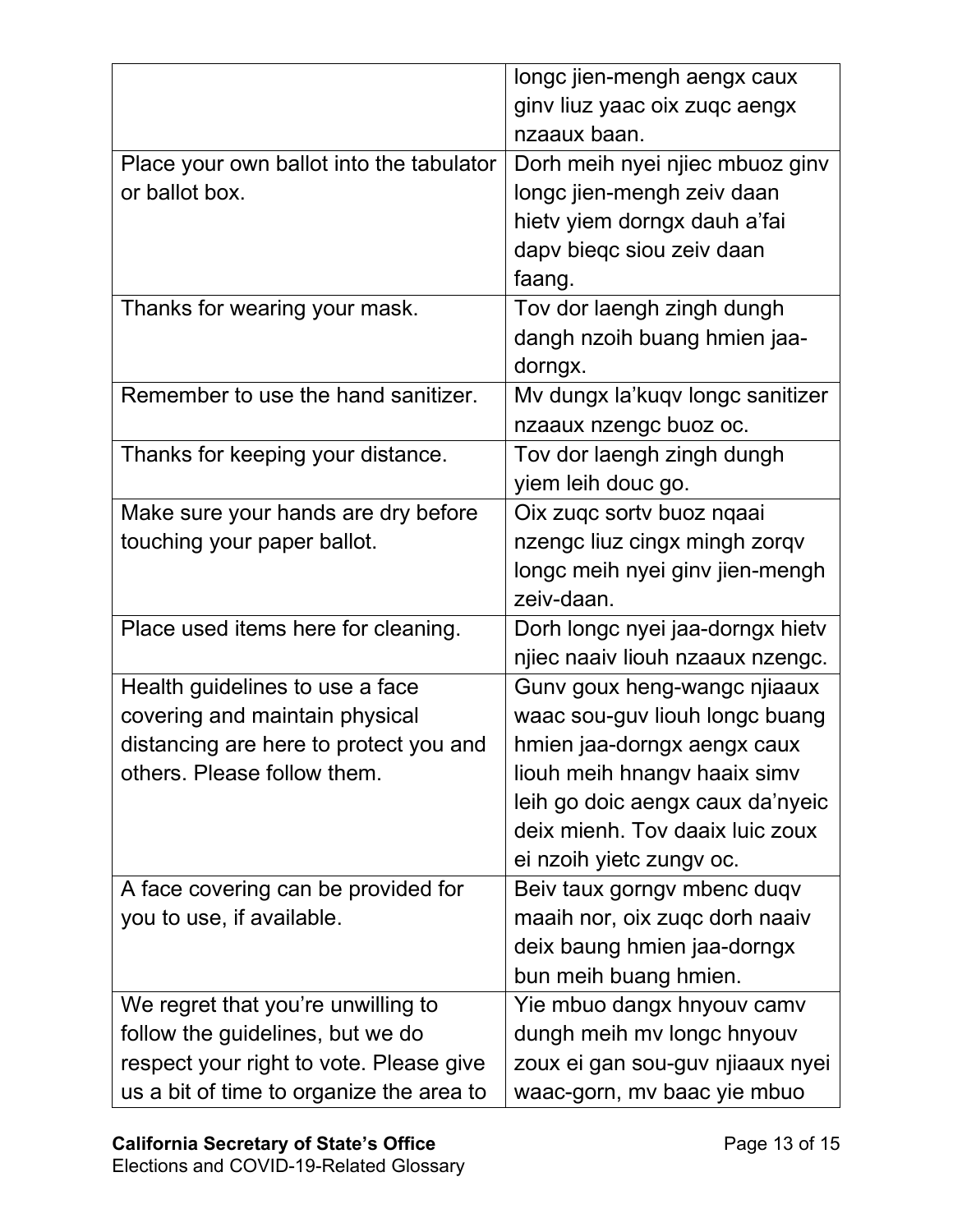| | |
|---|---|
| | longc jien-mengh aengx caux ginv liuz yaac oix zuqc aengx nzaaux baan. |
| Place your own ballot into the tabulator or ballot box. | Dorh meih nyei njiec mbuoz ginv longc jien-mengh zeiv daan hietv yiem dorngx dauh a'fai dapv bieqc siou zeiv daan faang. |
| Thanks for wearing your mask. | Tov dor laengh zingh dungh dangh nzoih buang hmien jaa-dorngx. |
| Remember to use the hand sanitizer. | Mv dungx la'kuqv longc sanitizer nzaaux nzengc buoz oc. |
| Thanks for keeping your distance. | Tov dor laengh zingh dungh yiem leih douc go. |
| Make sure your hands are dry before touching your paper ballot. | Oix zuqc sortv buoz nqaai nzengc liuz cingx mingh zorqv longc meih nyei ginv jien-mengh zeiv-daan. |
| Place used items here for cleaning. | Dorh longc nyei jaa-dorngx hietv njiec naaiv liouh nzaaux nzengc. |
| Health guidelines to use a face covering and maintain physical distancing are here to protect you and others. Please follow them. | Gunv goux heng-wangc njiaaux waac sou-guv liouh longc buang hmien jaa-dorngx aengx caux liouh meih hnangv haaix simv leih go doic aengx caux da'nyeic deix mienh. Tov daaix luic zoux ei nzoih yietc zungv oc. |
| A face covering can be provided for you to use, if available. | Beiv taux gorngv mbenc duqv maaih nor, oix zuqc dorh naaiv deix baung hmien jaa-dorngx bun meih buang hmien. |
| We regret that you're unwilling to follow the guidelines, but we do respect your right to vote. Please give us a bit of time to organize the area to | Yie mbuo dangx hnyouv camv dungh meih mv longc hnyouv zoux ei gan sou-guv njiaaux nyei waac-gorn, mv baac yie mbuo |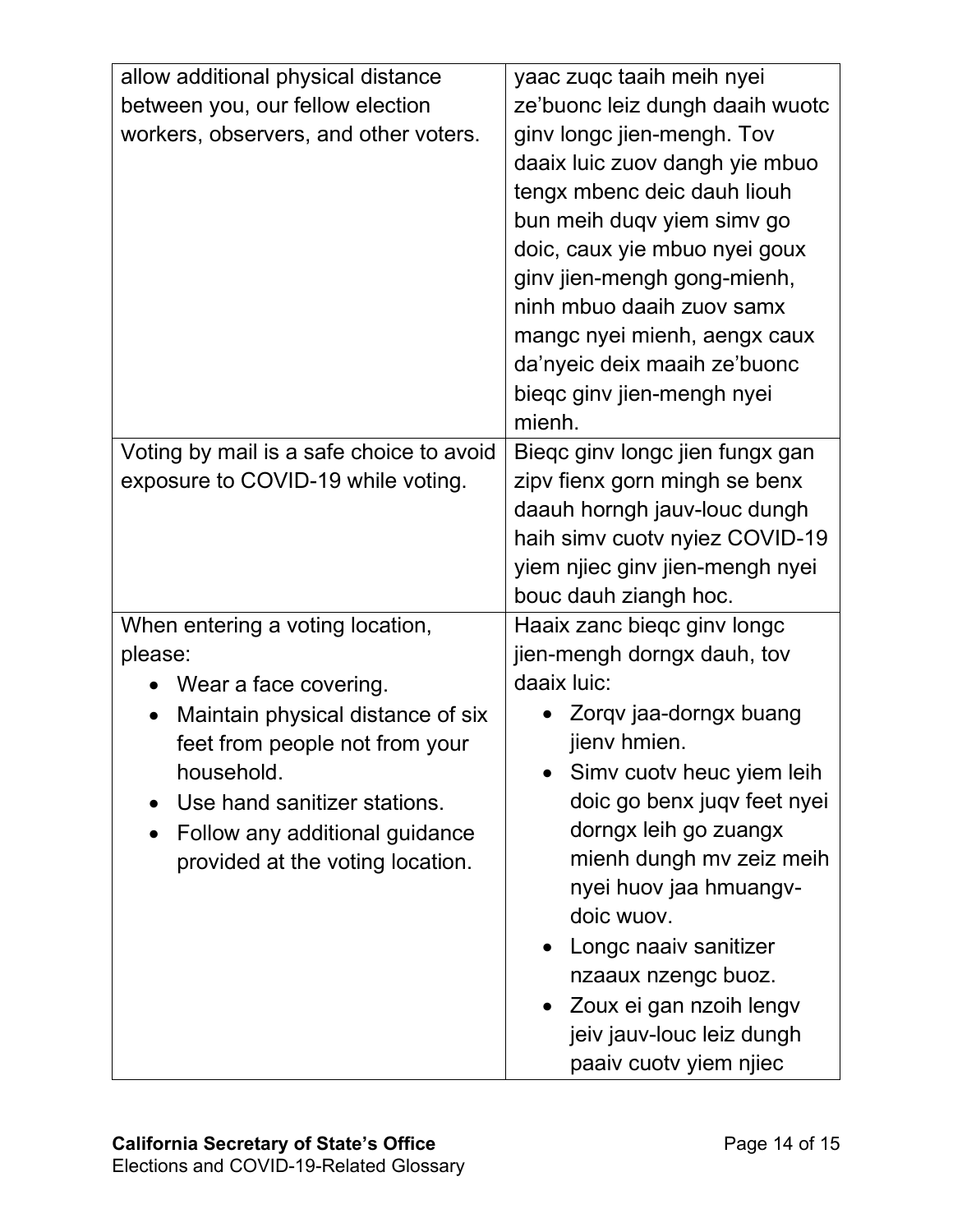| | |
|---|---|
| allow additional physical distance between you, our fellow election workers, observers, and other voters. | yaac zuqc taaih meih nyei ze'buonc leiz dungh daaih wuotc ginv longc jien-mengh. Tov daaix luic zuov dangh yie mbuo tengx mbenc deic dauh liouh bun meih duqv yiem simv go doic, caux yie mbuo nyei goux ginv jien-mengh gong-mienh, ninh mbuo daaih zuov samx mangc nyei mienh, aengx caux da'nyeic deix maaih ze'buonc bieqc ginv jien-mengh nyei mienh. |
| Voting by mail is a safe choice to avoid exposure to COVID-19 while voting. | Bieqc ginv longc jien fungx gan zipv fienx gorn mingh se benx daauh horngh jauv-louc dungh haih simv cuotv nyiez COVID-19 yiem njiec ginv jien-mengh nyei bouc dauh ziangh hoc. |
| When entering a voting location, please:<br>• Wear a face covering.<br>• Maintain physical distance of six feet from people not from your household.<br>• Use hand sanitizer stations.<br>• Follow any additional guidance provided at the voting location. | Haaix zanc bieqc ginv longc jien-mengh dorngx dauh, tov daaix luic:<br>• Zorqv jaa-dorngx buang jienv hmien.<br>• Simv cuotv heuc yiem leih doic go benx juqv feet nyei dorngx leih go zuangx mienh dungh mv zeiz meih nyei huov jaa hmuangv-doic wuov.<br>• Longc naaiv sanitizer nzaaux nzengc buoz.<br>• Zoux ei gan nzoih lengv jeiv jauv-louc leiz dungh paaiv cuotv yiem njiec |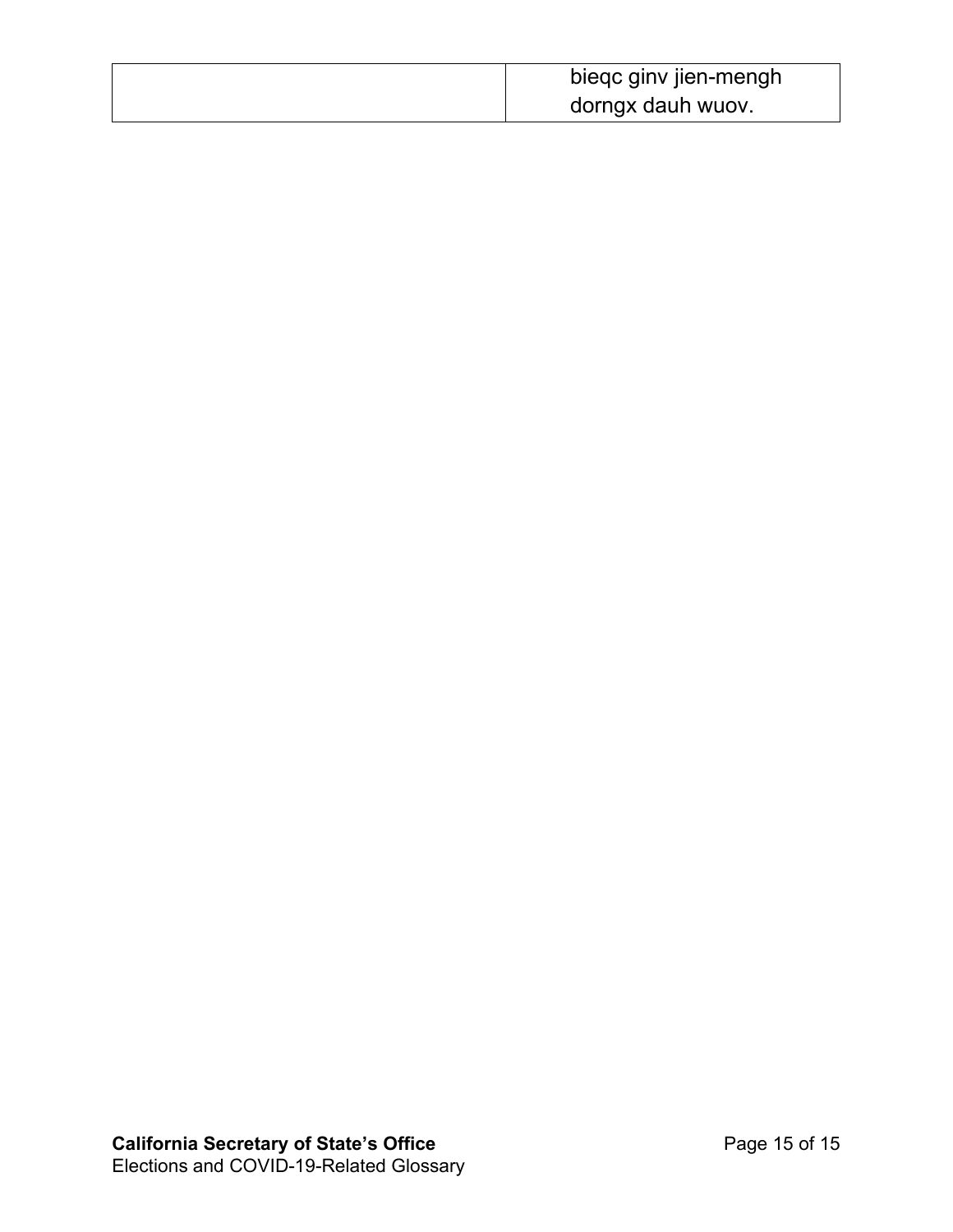| | |
|---|---|
| | bieqc ginv jien-mengh dorngx dauh wuov. |